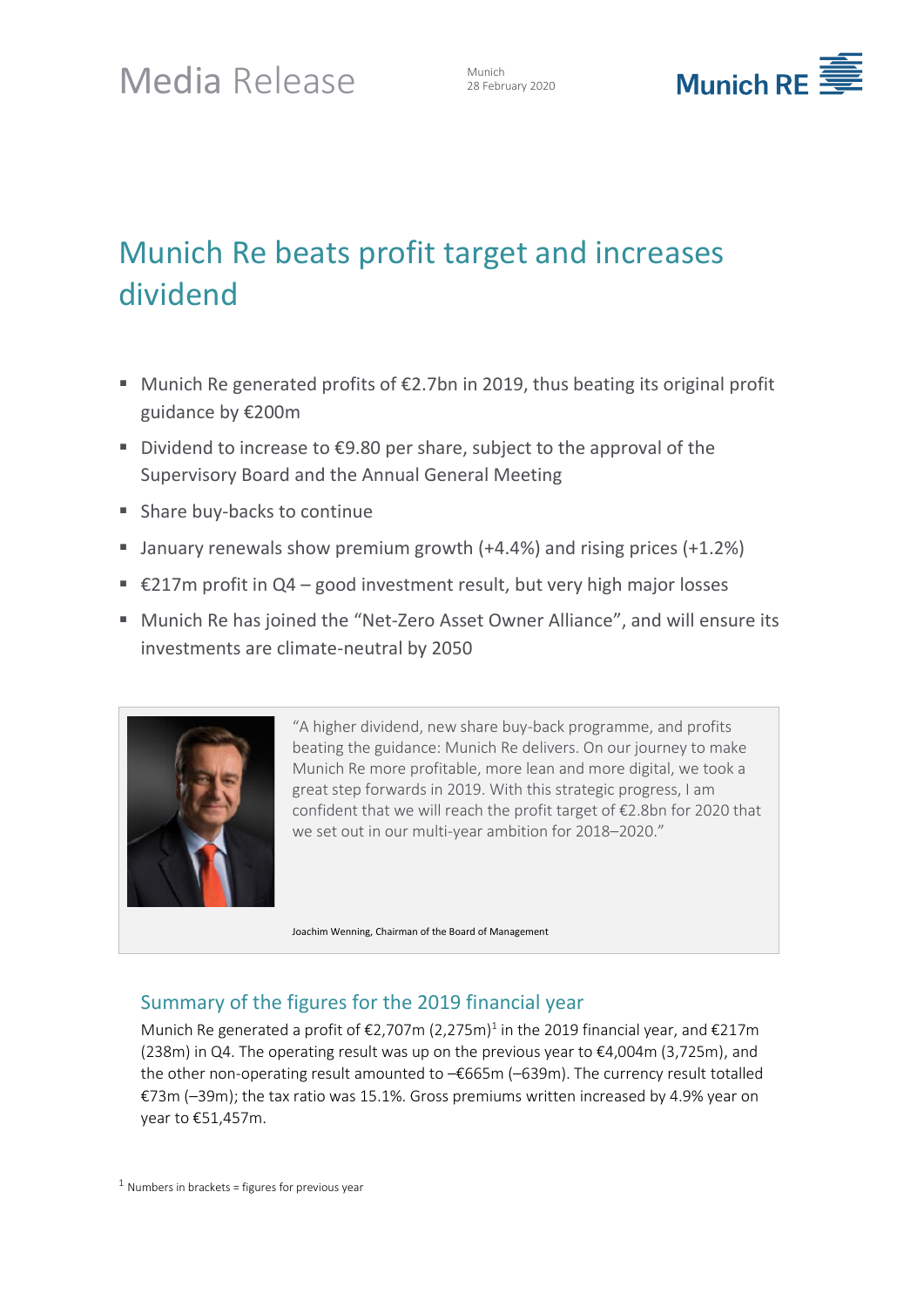Media Release

Munich
28 February 2020

Munich RE

# Munich Re beats profit target and increases dividend

- Munich Re generated profits of €2.7bn in 2019, thus beating its original profit guidance by €200m
- Dividend to increase to €9.80 per share, subject to the approval of the Supervisory Board and the Annual General Meeting
- Share buy-backs to continue
- January renewals show premium growth (+4.4%) and rising prices (+1.2%)
- €217m profit in Q4 – good investment result, but very high major losses
- Munich Re has joined the "Net-Zero Asset Owner Alliance", and will ensure its investments are climate-neutral by 2050

"A higher dividend, new share buy-back programme, and profits beating the guidance: Munich Re delivers. On our journey to make Munich Re more profitable, more lean and more digital, we took a great step forwards in 2019. With this strategic progress, I am confident that we will reach the profit target of €2.8bn for 2020 that we set out in our multi-year ambition for 2018–2020."

Joachim Wenning, Chairman of the Board of Management

## Summary of the figures for the 2019 financial year

Munich Re generated a profit of €2,707m (2,275m)[1] in the 2019 financial year, and €217m (238m) in Q4. The operating result was up on the previous year to €4,004m (3,725m), and the other non-operating result amounted to –€665m (–639m). The currency result totalled €73m (–39m); the tax ratio was 15.1%. Gross premiums written increased by 4.9% year on year to €51,457m.

[1] Numbers in brackets = figures for previous year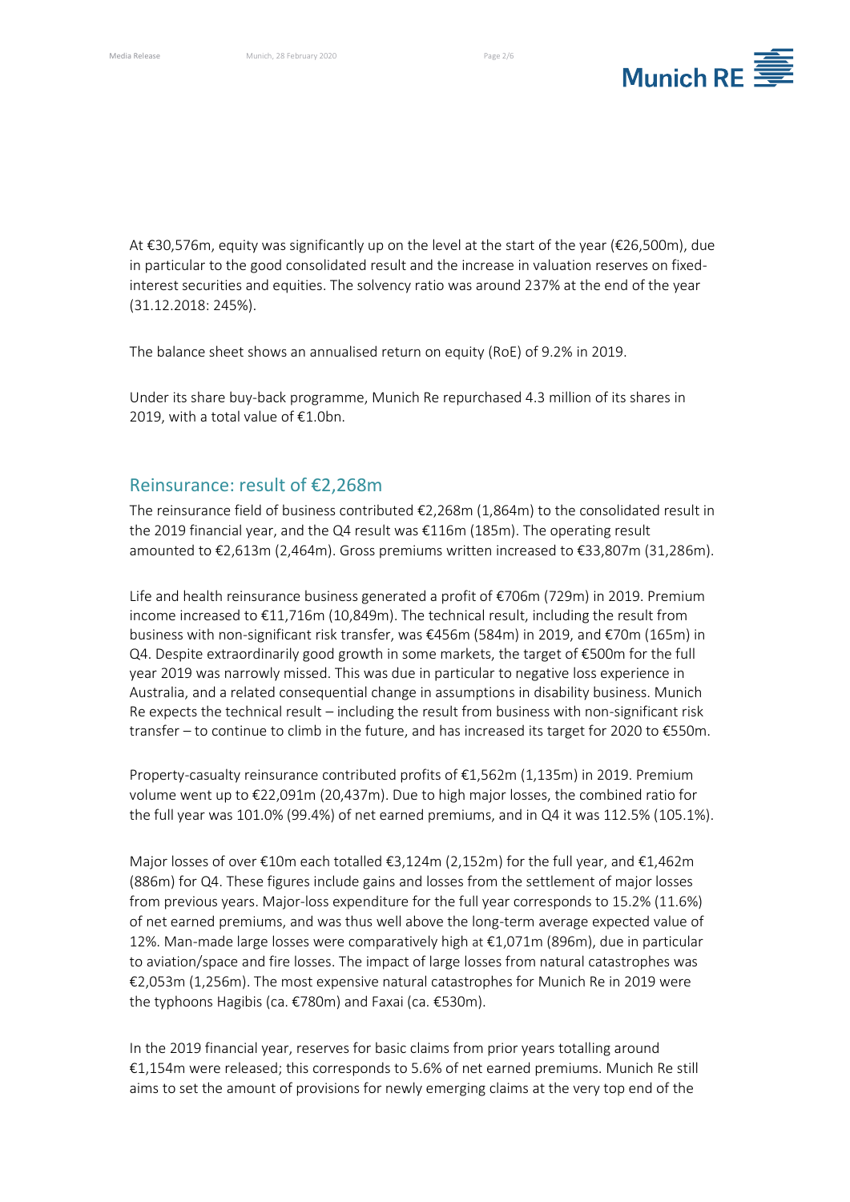At €30,576m, equity was significantly up on the level at the start of the year (€26,500m), due in particular to the good consolidated result and the increase in valuation reserves on fixed-interest securities and equities. The solvency ratio was around 237% at the end of the year (31.12.2018: 245%).

The balance sheet shows an annualised return on equity (RoE) of 9.2% in 2019.

Under its share buy-back programme, Munich Re repurchased 4.3 million of its shares in 2019, with a total value of €1.0bn.

## Reinsurance: result of €2,268m

The reinsurance field of business contributed €2,268m (1,864m) to the consolidated result in the 2019 financial year, and the Q4 result was €116m (185m). The operating result amounted to €2,613m (2,464m). Gross premiums written increased to €33,807m (31,286m).

Life and health reinsurance business generated a profit of €706m (729m) in 2019. Premium income increased to €11,716m (10,849m). The technical result, including the result from business with non-significant risk transfer, was €456m (584m) in 2019, and €70m (165m) in Q4. Despite extraordinarily good growth in some markets, the target of €500m for the full year 2019 was narrowly missed. This was due in particular to negative loss experience in Australia, and a related consequential change in assumptions in disability business. Munich Re expects the technical result – including the result from business with non-significant risk transfer – to continue to climb in the future, and has increased its target for 2020 to €550m.

Property-casualty reinsurance contributed profits of €1,562m (1,135m) in 2019. Premium volume went up to €22,091m (20,437m). Due to high major losses, the combined ratio for the full year was 101.0% (99.4%) of net earned premiums, and in Q4 it was 112.5% (105.1%).

Major losses of over €10m each totalled €3,124m (2,152m) for the full year, and €1,462m (886m) for Q4. These figures include gains and losses from the settlement of major losses from previous years. Major-loss expenditure for the full year corresponds to 15.2% (11.6%) of net earned premiums, and was thus well above the long-term average expected value of 12%. Man-made large losses were comparatively high at €1,071m (896m), due in particular to aviation/space and fire losses. The impact of large losses from natural catastrophes was €2,053m (1,256m). The most expensive natural catastrophes for Munich Re in 2019 were the typhoons Hagibis (ca. €780m) and Faxai (ca. €530m).

In the 2019 financial year, reserves for basic claims from prior years totalling around €1,154m were released; this corresponds to 5.6% of net earned premiums. Munich Re still aims to set the amount of provisions for newly emerging claims at the very top end of the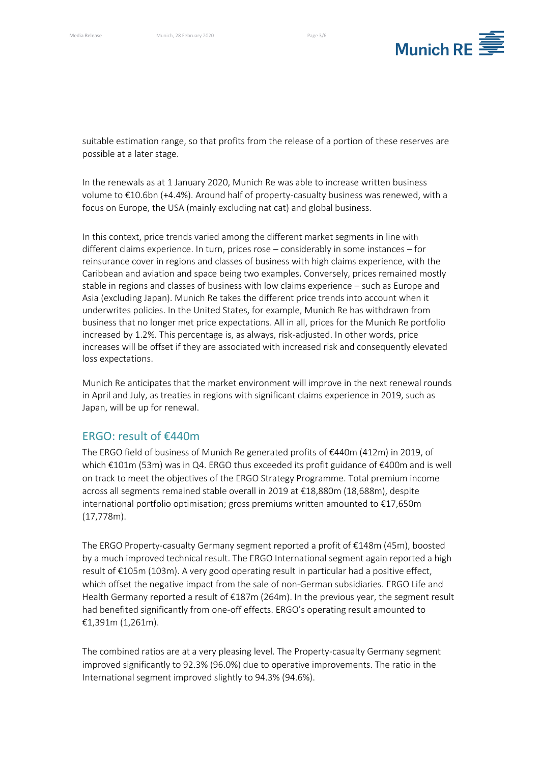suitable estimation range, so that profits from the release of a portion of these reserves are possible at a later stage.

In the renewals as at 1 January 2020, Munich Re was able to increase written business volume to €10.6bn (+4.4%). Around half of property-casualty business was renewed, with a focus on Europe, the USA (mainly excluding nat cat) and global business.

In this context, price trends varied among the different market segments in line with different claims experience. In turn, prices rose – considerably in some instances – for reinsurance cover in regions and classes of business with high claims experience, with the Caribbean and aviation and space being two examples. Conversely, prices remained mostly stable in regions and classes of business with low claims experience – such as Europe and Asia (excluding Japan). Munich Re takes the different price trends into account when it underwrites policies. In the United States, for example, Munich Re has withdrawn from business that no longer met price expectations. All in all, prices for the Munich Re portfolio increased by 1.2%. This percentage is, as always, risk-adjusted. In other words, price increases will be offset if they are associated with increased risk and consequently elevated loss expectations.

Munich Re anticipates that the market environment will improve in the next renewal rounds in April and July, as treaties in regions with significant claims experience in 2019, such as Japan, will be up for renewal.

## ERGO: result of €440m

The ERGO field of business of Munich Re generated profits of €440m (412m) in 2019, of which €101m (53m) was in Q4. ERGO thus exceeded its profit guidance of €400m and is well on track to meet the objectives of the ERGO Strategy Programme. Total premium income across all segments remained stable overall in 2019 at €18,880m (18,688m), despite international portfolio optimisation; gross premiums written amounted to €17,650m (17,778m).

The ERGO Property-casualty Germany segment reported a profit of €148m (45m), boosted by a much improved technical result. The ERGO International segment again reported a high result of €105m (103m). A very good operating result in particular had a positive effect, which offset the negative impact from the sale of non-German subsidiaries. ERGO Life and Health Germany reported a result of €187m (264m). In the previous year, the segment result had benefited significantly from one-off effects. ERGO's operating result amounted to €1,391m (1,261m).

The combined ratios are at a very pleasing level. The Property-casualty Germany segment improved significantly to 92.3% (96.0%) due to operative improvements. The ratio in the International segment improved slightly to 94.3% (94.6%).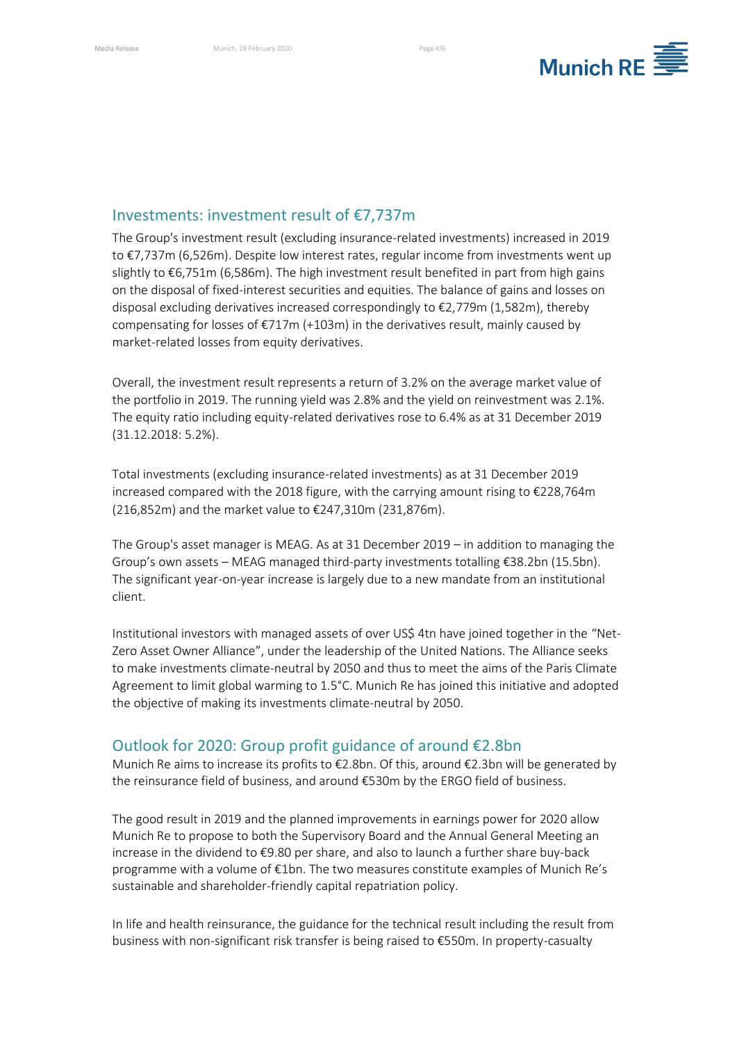## Investments: investment result of €7,737m

The Group's investment result (excluding insurance-related investments) increased in 2019 to €7,737m (6,526m). Despite low interest rates, regular income from investments went up slightly to €6,751m (6,586m). The high investment result benefited in part from high gains on the disposal of fixed-interest securities and equities. The balance of gains and losses on disposal excluding derivatives increased correspondingly to €2,779m (1,582m), thereby compensating for losses of €717m (+103m) in the derivatives result, mainly caused by market-related losses from equity derivatives.

Overall, the investment result represents a return of 3.2% on the average market value of the portfolio in 2019. The running yield was 2.8% and the yield on reinvestment was 2.1%. The equity ratio including equity-related derivatives rose to 6.4% as at 31 December 2019 (31.12.2018: 5.2%).

Total investments (excluding insurance-related investments) as at 31 December 2019 increased compared with the 2018 figure, with the carrying amount rising to €228,764m (216,852m) and the market value to €247,310m (231,876m).

The Group's asset manager is MEAG. As at 31 December 2019 – in addition to managing the Group's own assets – MEAG managed third-party investments totalling €38.2bn (15.5bn). The significant year-on-year increase is largely due to a new mandate from an institutional client.

Institutional investors with managed assets of over US$ 4tn have joined together in the "Net-Zero Asset Owner Alliance", under the leadership of the United Nations. The Alliance seeks to make investments climate-neutral by 2050 and thus to meet the aims of the Paris Climate Agreement to limit global warming to 1.5°C. Munich Re has joined this initiative and adopted the objective of making its investments climate-neutral by 2050.

## Outlook for 2020: Group profit guidance of around €2.8bn

Munich Re aims to increase its profits to €2.8bn. Of this, around €2.3bn will be generated by the reinsurance field of business, and around €530m by the ERGO field of business.

The good result in 2019 and the planned improvements in earnings power for 2020 allow Munich Re to propose to both the Supervisory Board and the Annual General Meeting an increase in the dividend to €9.80 per share, and also to launch a further share buy-back programme with a volume of €1bn. The two measures constitute examples of Munich Re's sustainable and shareholder-friendly capital repatriation policy.

In life and health reinsurance, the guidance for the technical result including the result from business with non-significant risk transfer is being raised to €550m. In property-casualty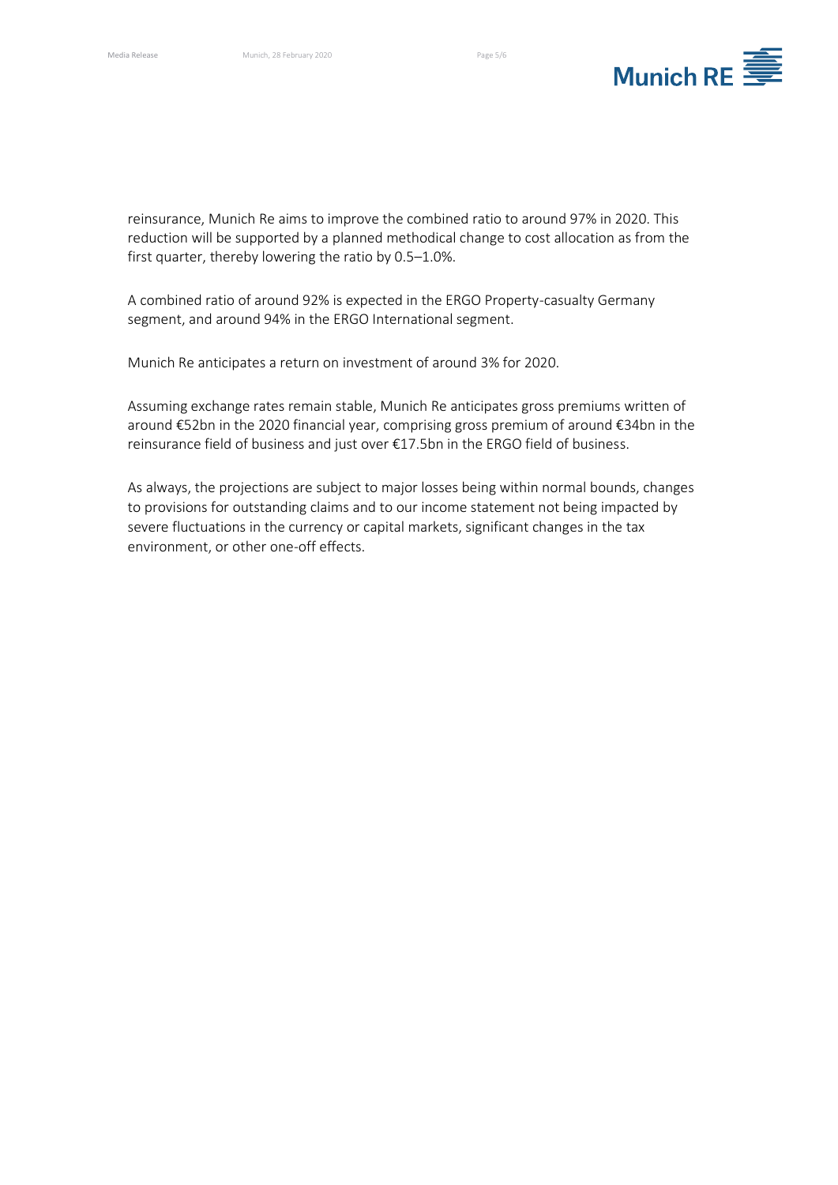reinsurance, Munich Re aims to improve the combined ratio to around 97% in 2020. This reduction will be supported by a planned methodical change to cost allocation as from the first quarter, thereby lowering the ratio by 0.5–1.0%.

A combined ratio of around 92% is expected in the ERGO Property-casualty Germany segment, and around 94% in the ERGO International segment.

Munich Re anticipates a return on investment of around 3% for 2020.

Assuming exchange rates remain stable, Munich Re anticipates gross premiums written of around €52bn in the 2020 financial year, comprising gross premium of around €34bn in the reinsurance field of business and just over €17.5bn in the ERGO field of business.

As always, the projections are subject to major losses being within normal bounds, changes to provisions for outstanding claims and to our income statement not being impacted by severe fluctuations in the currency or capital markets, significant changes in the tax environment, or other one-off effects.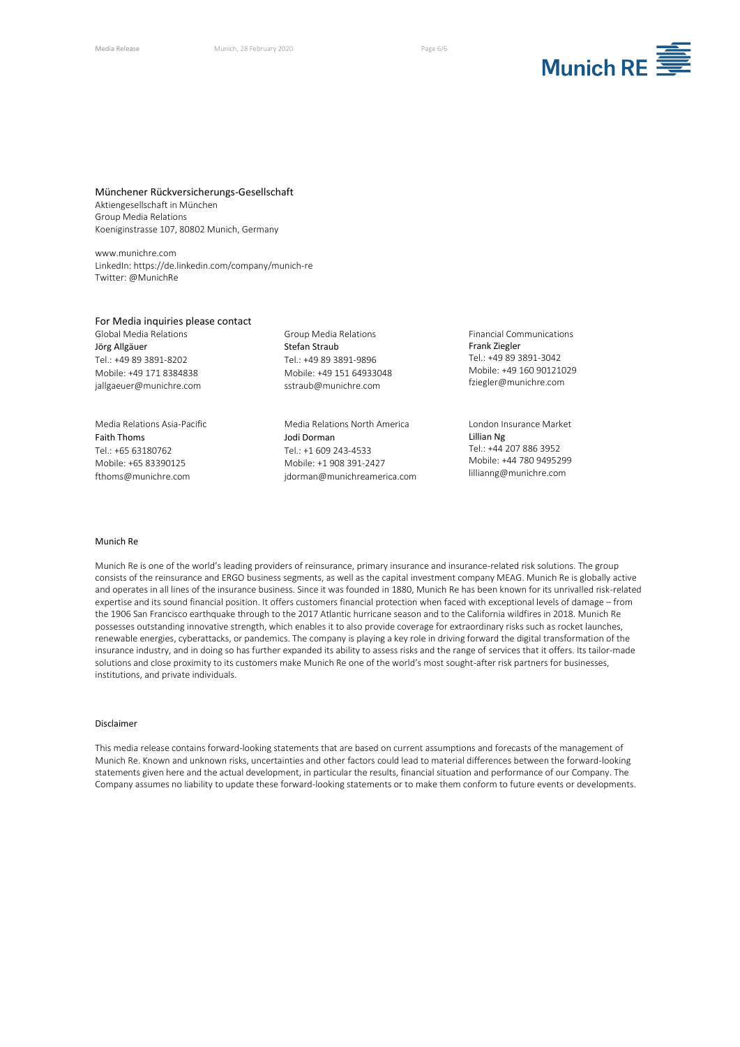Münchener Rückversicherungs-Gesellschaft
Aktiengesellschaft in München
Group Media Relations
Koeniginstrasse 107, 80802 Munich, Germany

www.munichre.com
LinkedIn: https://de.linkedin.com/company/munich-re
Twitter: @MunichRe

For Media inquiries please contact

Global Media Relations
Jörg Allgäuer
Tel.: +49 89 3891-8202
Mobile: +49 171 8384838
jallgaeuer@munichre.com

Group Media Relations
Stefan Straub
Tel.: +49 89 3891-9896
Mobile: +49 151 64933048
sstraub@munichre.com

Financial Communications
Frank Ziegler
Tel.: +49 89 3891-3042
Mobile: +49 160 90121029
fziegler@munichre.com

Media Relations Asia-Pacific
Faith Thoms
Tel.: +65 63180762
Mobile: +65 83390125
fthoms@munichre.com

Media Relations North America
Jodi Dorman
Tel.: +1 609 243-4533
Mobile: +1 908 391-2427
jdorman@munichreamerica.com

London Insurance Market
Lillian Ng
Tel.: +44 207 886 3952
Mobile: +44 780 9495299
lillianng@munichre.com

Munich Re

Munich Re is one of the world's leading providers of reinsurance, primary insurance and insurance-related risk solutions. The group consists of the reinsurance and ERGO business segments, as well as the capital investment company MEAG. Munich Re is globally active and operates in all lines of the insurance business. Since it was founded in 1880, Munich Re has been known for its unrivalled risk-related expertise and its sound financial position. It offers customers financial protection when faced with exceptional levels of damage – from the 1906 San Francisco earthquake through to the 2017 Atlantic hurricane season and to the California wildfires in 2018. Munich Re possesses outstanding innovative strength, which enables it to also provide coverage for extraordinary risks such as rocket launches, renewable energies, cyberattacks, or pandemics. The company is playing a key role in driving forward the digital transformation of the insurance industry, and in doing so has further expanded its ability to assess risks and the range of services that it offers. Its tailor-made solutions and close proximity to its customers make Munich Re one of the world's most sought-after risk partners for businesses, institutions, and private individuals.

Disclaimer

This media release contains forward-looking statements that are based on current assumptions and forecasts of the management of Munich Re. Known and unknown risks, uncertainties and other factors could lead to material differences between the forward-looking statements given here and the actual development, in particular the results, financial situation and performance of our Company. The Company assumes no liability to update these forward-looking statements or to make them conform to future events or developments.